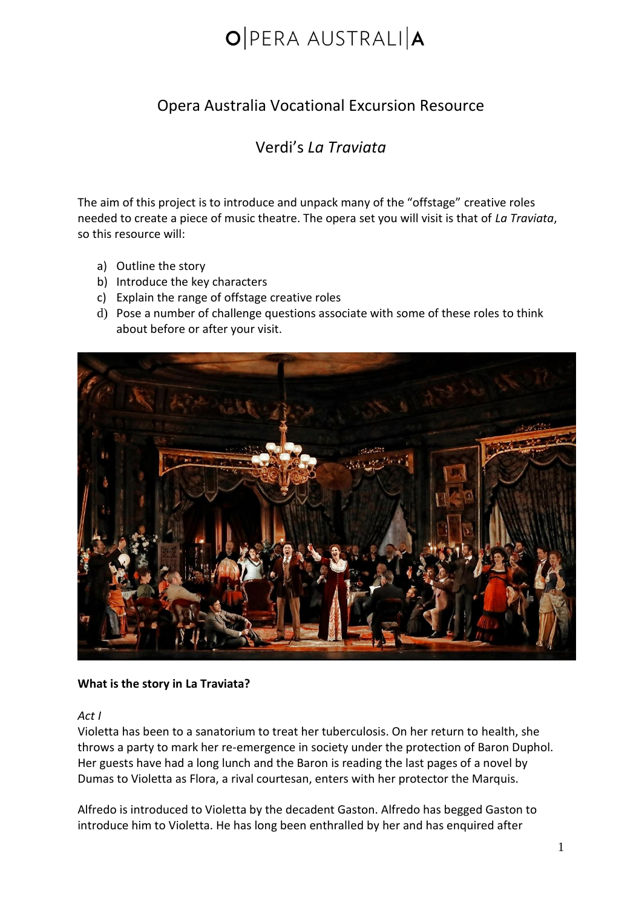# O|PERA AUSTRALI|A

## Opera Australia Vocational Excursion Resource

## Verdi's *La Traviata*

The aim of this project is to introduce and unpack many of the "offstage" creative roles needed to create a piece of music theatre. The opera set you will visit is that of *La Traviata*, so this resource will:

a) Outline the story
b) Introduce the key characters
c) Explain the range of offstage creative roles
d) Pose a number of challenge questions associate with some of these roles to think about before or after your visit.

**What is the story in La Traviata?**

*Act I*

Violetta has been to a sanatorium to treat her tuberculosis. On her return to health, she throws a party to mark her re-emergence in society under the protection of Baron Duphol. Her guests have had a long lunch and the Baron is reading the last pages of a novel by Dumas to Violetta as Flora, a rival courtesan, enters with her protector the Marquis.

Alfredo is introduced to Violetta by the decadent Gaston. Alfredo has begged Gaston to introduce him to Violetta. He has long been enthralled by her and has enquired after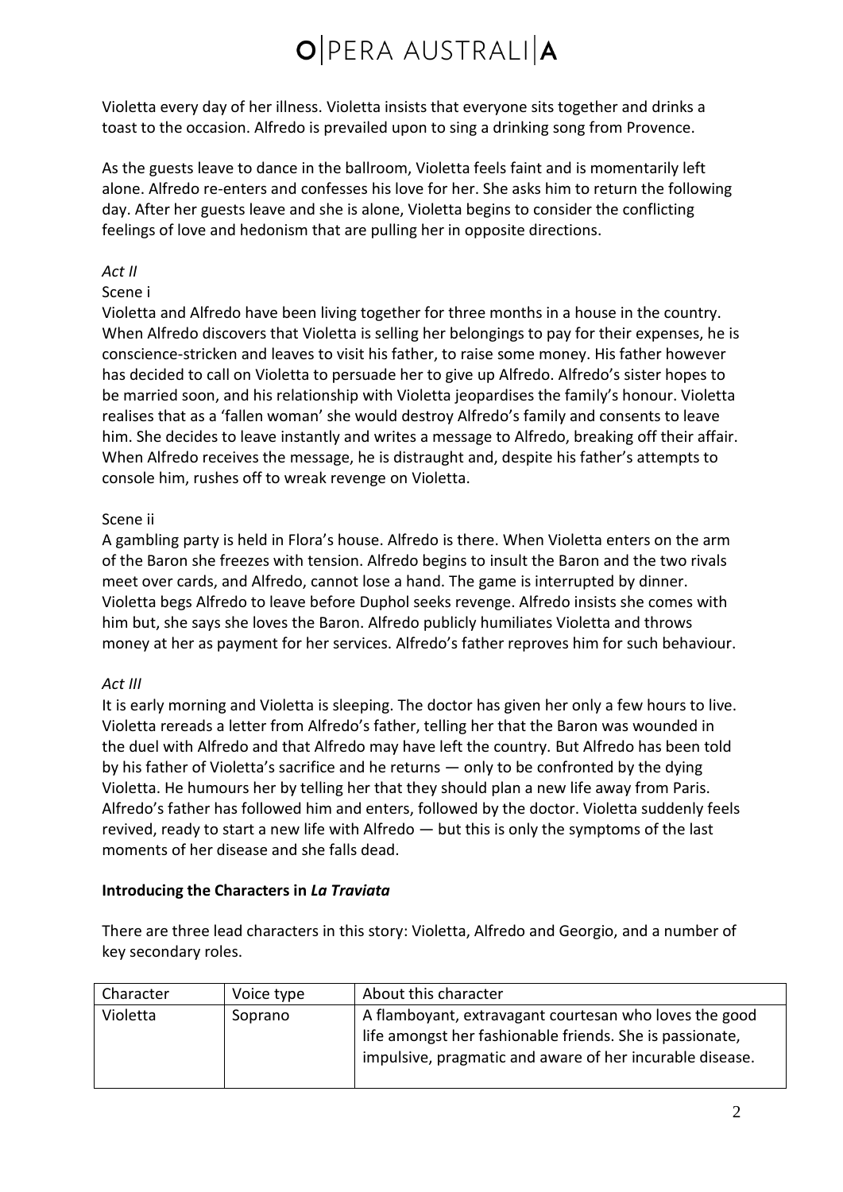Violetta every day of her illness. Violetta insists that everyone sits together and drinks a toast to the occasion. Alfredo is prevailed upon to sing a drinking song from Provence.

As the guests leave to dance in the ballroom, Violetta feels faint and is momentarily left alone. Alfredo re-enters and confesses his love for her. She asks him to return the following day. After her guests leave and she is alone, Violetta begins to consider the conflicting feelings of love and hedonism that are pulling her in opposite directions.

*Act II*

Scene i

Violetta and Alfredo have been living together for three months in a house in the country. When Alfredo discovers that Violetta is selling her belongings to pay for their expenses, he is conscience-stricken and leaves to visit his father, to raise some money. His father however has decided to call on Violetta to persuade her to give up Alfredo. Alfredo's sister hopes to be married soon, and his relationship with Violetta jeopardises the family's honour. Violetta realises that as a 'fallen woman' she would destroy Alfredo's family and consents to leave him. She decides to leave instantly and writes a message to Alfredo, breaking off their affair. When Alfredo receives the message, he is distraught and, despite his father's attempts to console him, rushes off to wreak revenge on Violetta.

Scene ii

A gambling party is held in Flora's house. Alfredo is there. When Violetta enters on the arm of the Baron she freezes with tension. Alfredo begins to insult the Baron and the two rivals meet over cards, and Alfredo, cannot lose a hand. The game is interrupted by dinner. Violetta begs Alfredo to leave before Duphol seeks revenge. Alfredo insists she comes with him but, she says she loves the Baron. Alfredo publicly humiliates Violetta and throws money at her as payment for her services. Alfredo's father reproves him for such behaviour.

*Act III*

It is early morning and Violetta is sleeping. The doctor has given her only a few hours to live. Violetta rereads a letter from Alfredo's father, telling her that the Baron was wounded in the duel with Alfredo and that Alfredo may have left the country. But Alfredo has been told by his father of Violetta's sacrifice and he returns — only to be confronted by the dying Violetta. He humours her by telling her that they should plan a new life away from Paris. Alfredo's father has followed him and enters, followed by the doctor. Violetta suddenly feels revived, ready to start a new life with Alfredo — but this is only the symptoms of the last moments of her disease and she falls dead.

**Introducing the Characters in *La Traviata***

There are three lead characters in this story: Violetta, Alfredo and Georgio, and a number of key secondary roles.

| Character | Voice type | About this character |
|---|---|---|
| Violetta | Soprano | A flamboyant, extravagant courtesan who loves the good life amongst her fashionable friends. She is passionate, impulsive, pragmatic and aware of her incurable disease. |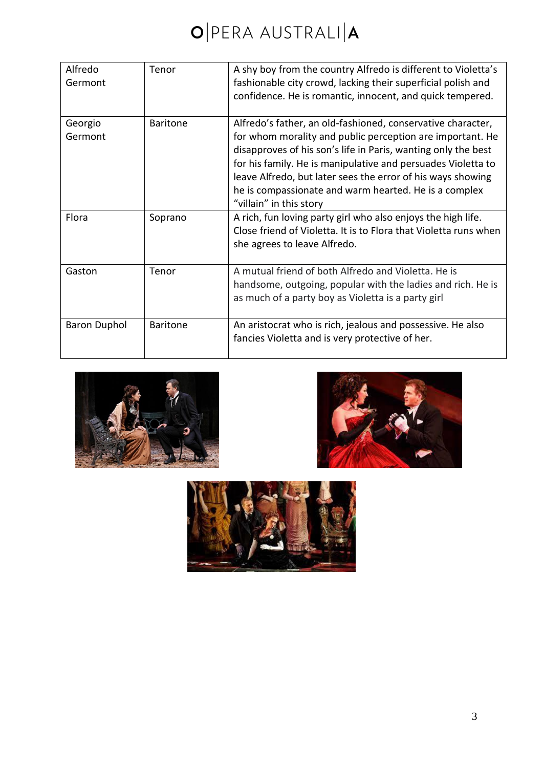| Alfredo Germont | Tenor | A shy boy from the country Alfredo is different to Violetta's fashionable city crowd, lacking their superficial polish and confidence. He is romantic, innocent, and quick tempered. |
|---|---|---|
| Georgio Germont | Baritone | Alfredo's father, an old-fashioned, conservative character, for whom morality and public perception are important. He disapproves of his son's life in Paris, wanting only the best for his family. He is manipulative and persuades Violetta to leave Alfredo, but later sees the error of his ways showing he is compassionate and warm hearted. He is a complex "villain" in this story |
| Flora | Soprano | A rich, fun loving party girl who also enjoys the high life. Close friend of Violetta. It is to Flora that Violetta runs when she agrees to leave Alfredo. |
| Gaston | Tenor | A mutual friend of both Alfredo and Violetta. He is handsome, outgoing, popular with the ladies and rich. He is as much of a party boy as Violetta is a party girl |
| Baron Duphol | Baritone | An aristocrat who is rich, jealous and possessive. He also fancies Violetta and is very protective of her. |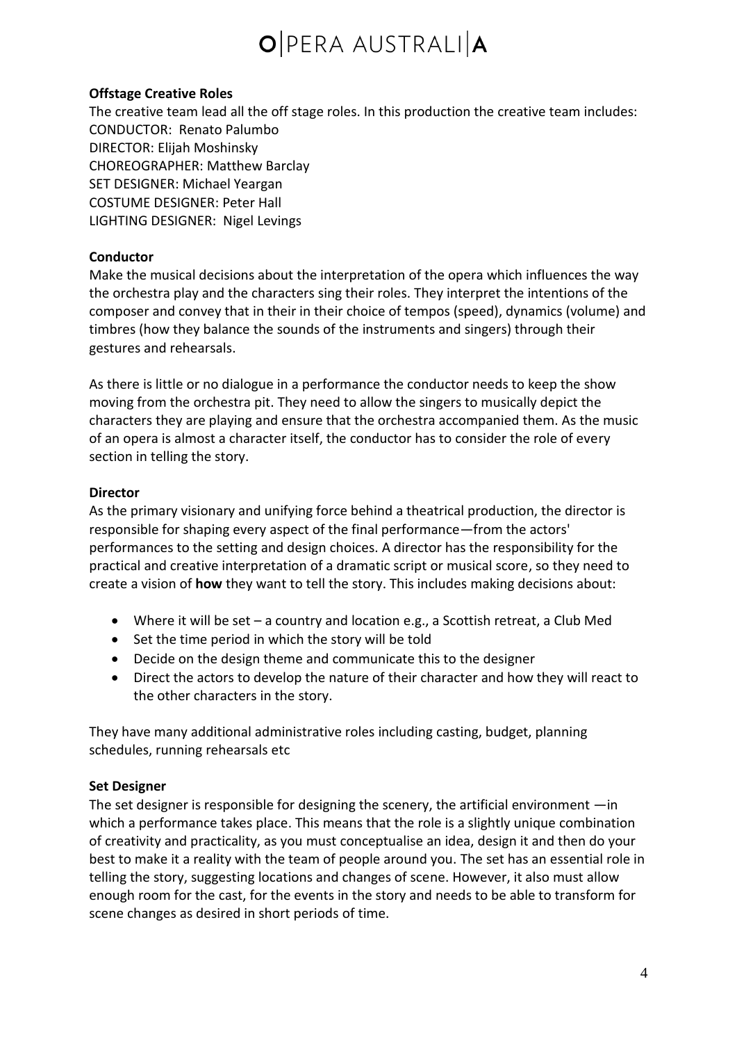**Offstage Creative Roles**

The creative team lead all the off stage roles. In this production the creative team includes:
CONDUCTOR: Renato Palumbo
DIRECTOR: Elijah Moshinsky
CHOREOGRAPHER: Matthew Barclay
SET DESIGNER: Michael Yeargan
COSTUME DESIGNER: Peter Hall
LIGHTING DESIGNER: Nigel Levings

**Conductor**

Make the musical decisions about the interpretation of the opera which influences the way the orchestra play and the characters sing their roles. They interpret the intentions of the composer and convey that in their in their choice of tempos (speed), dynamics (volume) and timbres (how they balance the sounds of the instruments and singers) through their gestures and rehearsals.

As there is little or no dialogue in a performance the conductor needs to keep the show moving from the orchestra pit. They need to allow the singers to musically depict the characters they are playing and ensure that the orchestra accompanied them. As the music of an opera is almost a character itself, the conductor has to consider the role of every section in telling the story.

**Director**

As the primary visionary and unifying force behind a theatrical production, the director is responsible for shaping every aspect of the final performance—from the actors' performances to the setting and design choices. A director has the responsibility for the practical and creative interpretation of a dramatic script or musical score, so they need to create a vision of **how** they want to tell the story. This includes making decisions about:

- Where it will be set – a country and location e.g., a Scottish retreat, a Club Med
- Set the time period in which the story will be told
- Decide on the design theme and communicate this to the designer
- Direct the actors to develop the nature of their character and how they will react to the other characters in the story.

They have many additional administrative roles including casting, budget, planning schedules, running rehearsals etc

**Set Designer**

The set designer is responsible for designing the scenery, the artificial environment —in which a performance takes place. This means that the role is a slightly unique combination of creativity and practicality, as you must conceptualise an idea, design it and then do your best to make it a reality with the team of people around you. The set has an essential role in telling the story, suggesting locations and changes of scene. However, it also must allow enough room for the cast, for the events in the story and needs to be able to transform for scene changes as desired in short periods of time.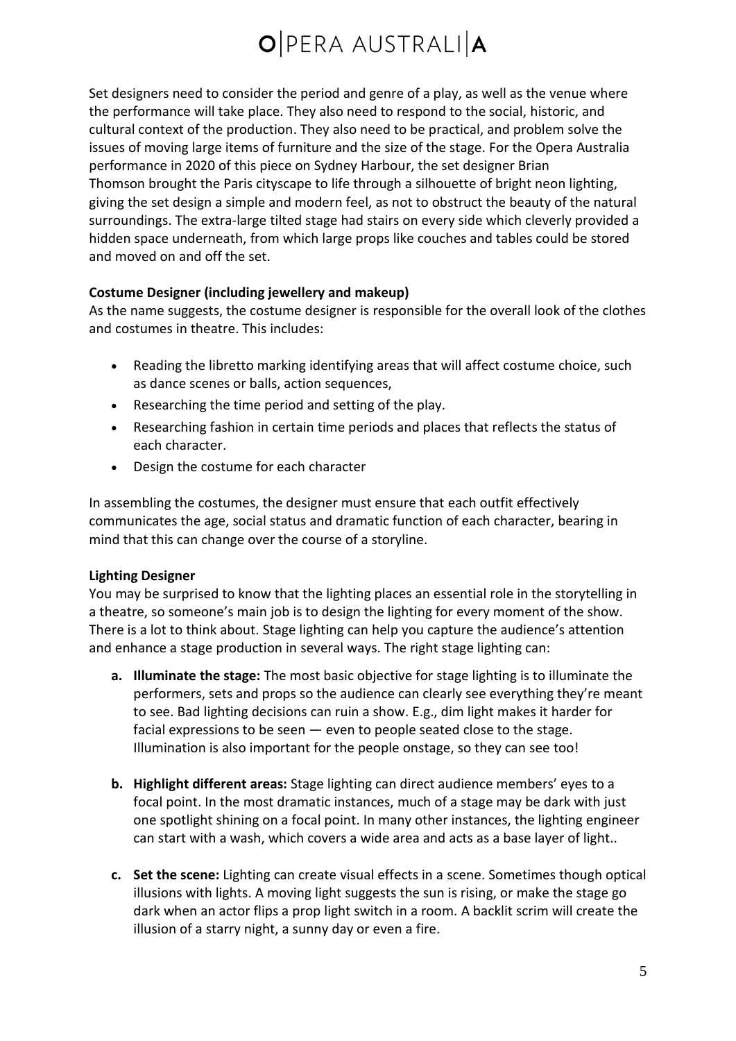Set designers need to consider the period and genre of a play, as well as the venue where the performance will take place. They also need to respond to the social, historic, and cultural context of the production. They also need to be practical, and problem solve the issues of moving large items of furniture and the size of the stage. For the Opera Australia performance in 2020 of this piece on Sydney Harbour, the set designer Brian Thomson brought the Paris cityscape to life through a silhouette of bright neon lighting, giving the set design a simple and modern feel, as not to obstruct the beauty of the natural surroundings. The extra-large tilted stage had stairs on every side which cleverly provided a hidden space underneath, from which large props like couches and tables could be stored and moved on and off the set.

**Costume Designer (including jewellery and makeup)**

As the name suggests, the costume designer is responsible for the overall look of the clothes and costumes in theatre. This includes:

- Reading the libretto marking identifying areas that will affect costume choice, such as dance scenes or balls, action sequences,
- Researching the time period and setting of the play.
- Researching fashion in certain time periods and places that reflects the status of each character.
- Design the costume for each character

In assembling the costumes, the designer must ensure that each outfit effectively communicates the age, social status and dramatic function of each character, bearing in mind that this can change over the course of a storyline.

**Lighting Designer**

You may be surprised to know that the lighting places an essential role in the storytelling in a theatre, so someone's main job is to design the lighting for every moment of the show. There is a lot to think about. Stage lighting can help you capture the audience's attention and enhance a stage production in several ways. The right stage lighting can:

a. **Illuminate the stage:** The most basic objective for stage lighting is to illuminate the performers, sets and props so the audience can clearly see everything they're meant to see. Bad lighting decisions can ruin a show. E.g., dim light makes it harder for facial expressions to be seen — even to people seated close to the stage. Illumination is also important for the people onstage, so they can see too!

b. **Highlight different areas:** Stage lighting can direct audience members' eyes to a focal point. In the most dramatic instances, much of a stage may be dark with just one spotlight shining on a focal point. In many other instances, the lighting engineer can start with a wash, which covers a wide area and acts as a base layer of light..

c. **Set the scene:** Lighting can create visual effects in a scene. Sometimes though optical illusions with lights. A moving light suggests the sun is rising, or make the stage go dark when an actor flips a prop light switch in a room. A backlit scrim will create the illusion of a starry night, a sunny day or even a fire.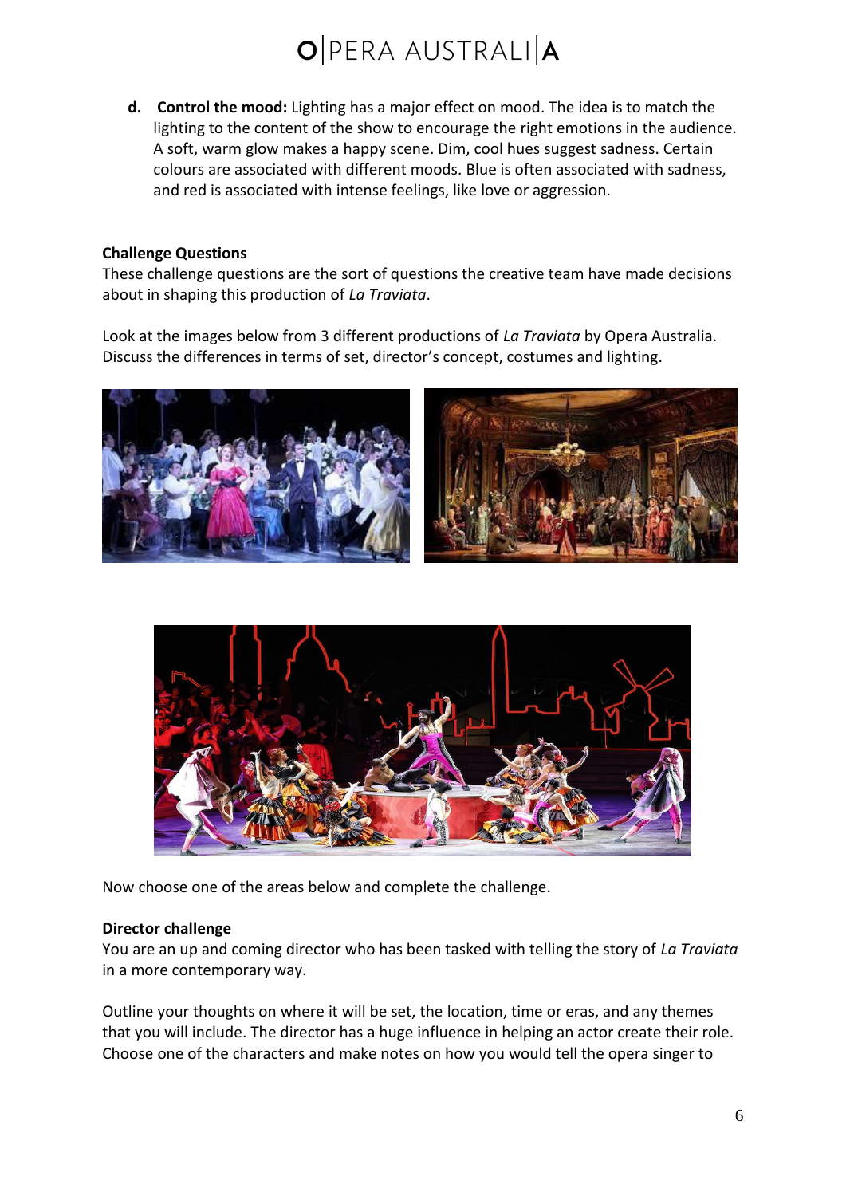d. **Control the mood:** Lighting has a major effect on mood. The idea is to match the lighting to the content of the show to encourage the right emotions in the audience. A soft, warm glow makes a happy scene. Dim, cool hues suggest sadness. Certain colours are associated with different moods. Blue is often associated with sadness, and red is associated with intense feelings, like love or aggression.

**Challenge Questions**

These challenge questions are the sort of questions the creative team have made decisions about in shaping this production of *La Traviata*.

Look at the images below from 3 different productions of *La Traviata* by Opera Australia. Discuss the differences in terms of set, director's concept, costumes and lighting.

Now choose one of the areas below and complete the challenge.

**Director challenge**

You are an up and coming director who has been tasked with telling the story of *La Traviata* in a more contemporary way.

Outline your thoughts on where it will be set, the location, time or eras, and any themes that you will include. The director has a huge influence in helping an actor create their role. Choose one of the characters and make notes on how you would tell the opera singer to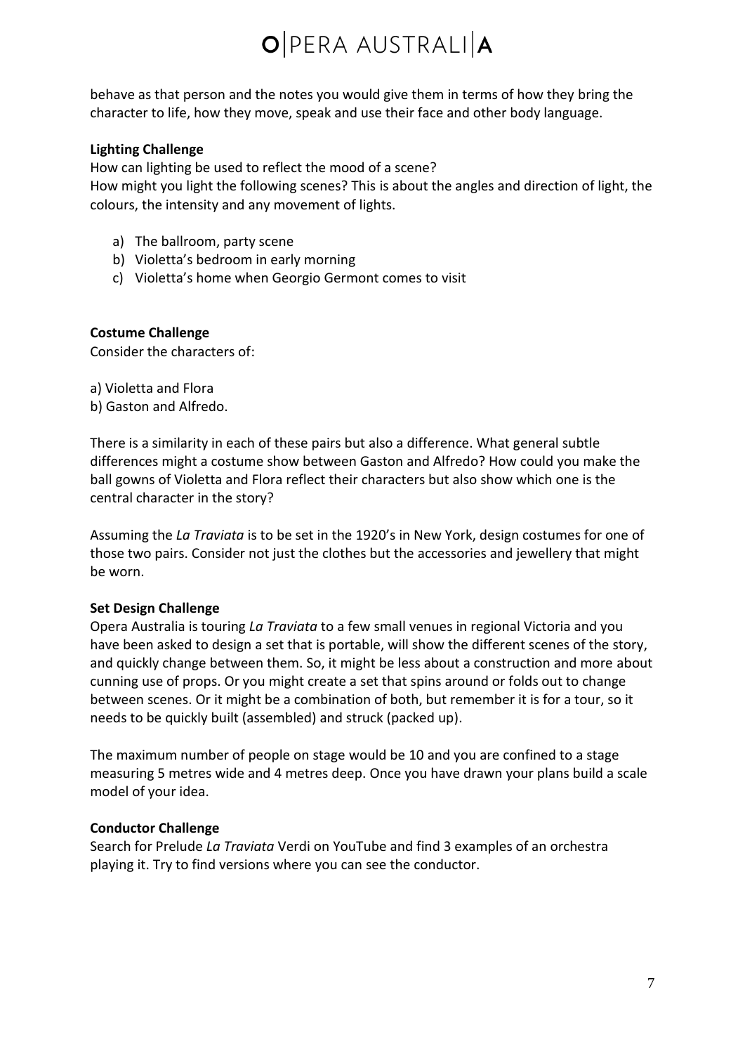behave as that person and the notes you would give them in terms of how they bring the character to life, how they move, speak and use their face and other body language.

**Lighting Challenge**

How can lighting be used to reflect the mood of a scene?
How might you light the following scenes? This is about the angles and direction of light, the colours, the intensity and any movement of lights.

a) The ballroom, party scene
b) Violetta's bedroom in early morning
c) Violetta's home when Georgio Germont comes to visit

**Costume Challenge**

Consider the characters of:

a) Violetta and Flora
b) Gaston and Alfredo.

There is a similarity in each of these pairs but also a difference. What general subtle differences might a costume show between Gaston and Alfredo? How could you make the ball gowns of Violetta and Flora reflect their characters but also show which one is the central character in the story?

Assuming the *La Traviata* is to be set in the 1920's in New York, design costumes for one of those two pairs. Consider not just the clothes but the accessories and jewellery that might be worn.

**Set Design Challenge**

Opera Australia is touring *La Traviata* to a few small venues in regional Victoria and you have been asked to design a set that is portable, will show the different scenes of the story, and quickly change between them. So, it might be less about a construction and more about cunning use of props. Or you might create a set that spins around or folds out to change between scenes. Or it might be a combination of both, but remember it is for a tour, so it needs to be quickly built (assembled) and struck (packed up).

The maximum number of people on stage would be 10 and you are confined to a stage measuring 5 metres wide and 4 metres deep. Once you have drawn your plans build a scale model of your idea.

**Conductor Challenge**

Search for Prelude *La Traviata* Verdi on YouTube and find 3 examples of an orchestra playing it. Try to find versions where you can see the conductor.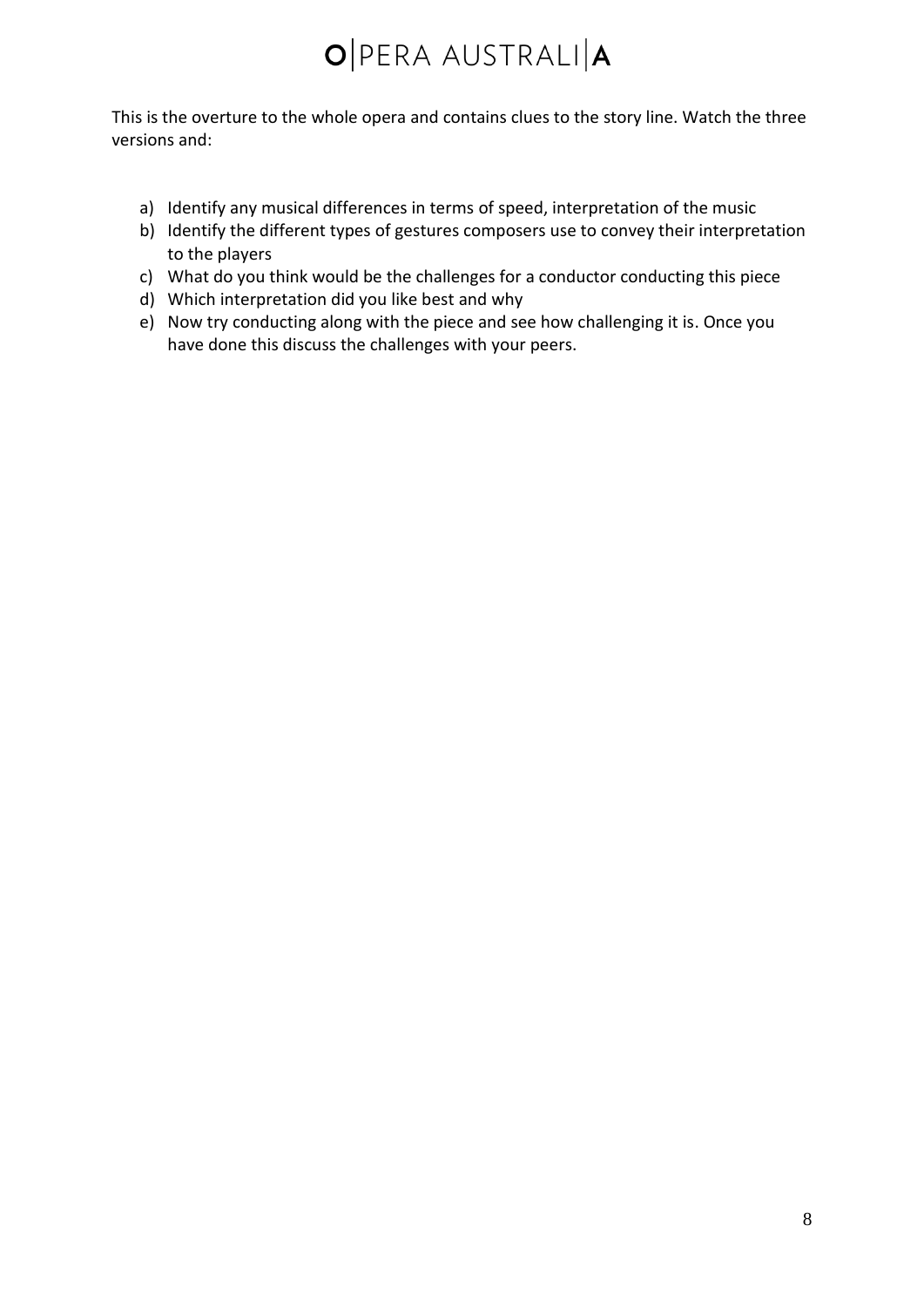This is the overture to the whole opera and contains clues to the story line. Watch the three versions and:

a) Identify any musical differences in terms of speed, interpretation of the music
b) Identify the different types of gestures composers use to convey their interpretation to the players
c) What do you think would be the challenges for a conductor conducting this piece
d) Which interpretation did you like best and why
e) Now try conducting along with the piece and see how challenging it is. Once you have done this discuss the challenges with your peers.